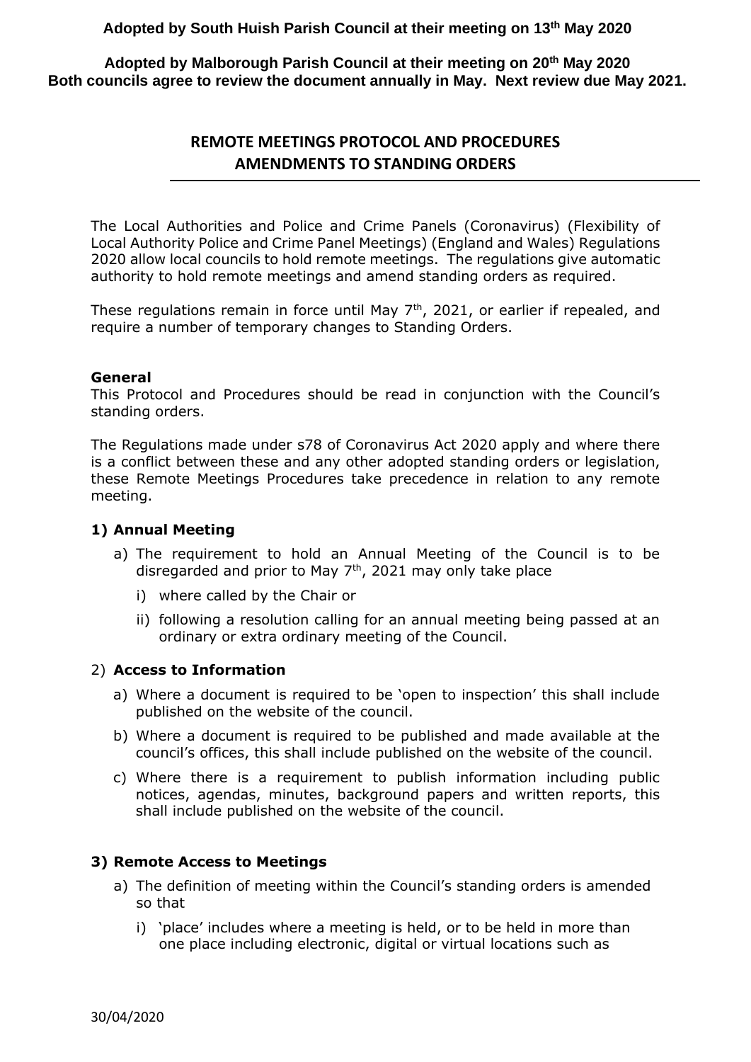**Adopted by South Huish Parish Council at their meeting on 13th May 2020**

**Adopted by Malborough Parish Council at their meeting on 20th May 2020**
**Both councils agree to review the document annually in May. Next review due May 2021.**

# REMOTE MEETINGS PROTOCOL AND PROCEDURES AMENDMENTS TO STANDING ORDERS

The Local Authorities and Police and Crime Panels (Coronavirus) (Flexibility of Local Authority Police and Crime Panel Meetings) (England and Wales) Regulations 2020 allow local councils to hold remote meetings. The regulations give automatic authority to hold remote meetings and amend standing orders as required.

These regulations remain in force until May 7th, 2021, or earlier if repealed, and require a number of temporary changes to Standing Orders.

**General**

This Protocol and Procedures should be read in conjunction with the Council's standing orders.

The Regulations made under s78 of Coronavirus Act 2020 apply and where there is a conflict between these and any other adopted standing orders or legislation, these Remote Meetings Procedures take precedence in relation to any remote meeting.

## 1) Annual Meeting

a) The requirement to hold an Annual Meeting of the Council is to be disregarded and prior to May 7th, 2021 may only take place

   i) where called by the Chair or

   ii) following a resolution calling for an annual meeting being passed at an ordinary or extra ordinary meeting of the Council.

## 2) Access to Information

a) Where a document is required to be 'open to inspection' this shall include published on the website of the council.

b) Where a document is required to be published and made available at the council's offices, this shall include published on the website of the council.

c) Where there is a requirement to publish information including public notices, agendas, minutes, background papers and written reports, this shall include published on the website of the council.

## 3) Remote Access to Meetings

a) The definition of meeting within the Council's standing orders is amended so that

   i) 'place' includes where a meeting is held, or to be held in more than one place including electronic, digital or virtual locations such as

30/04/2020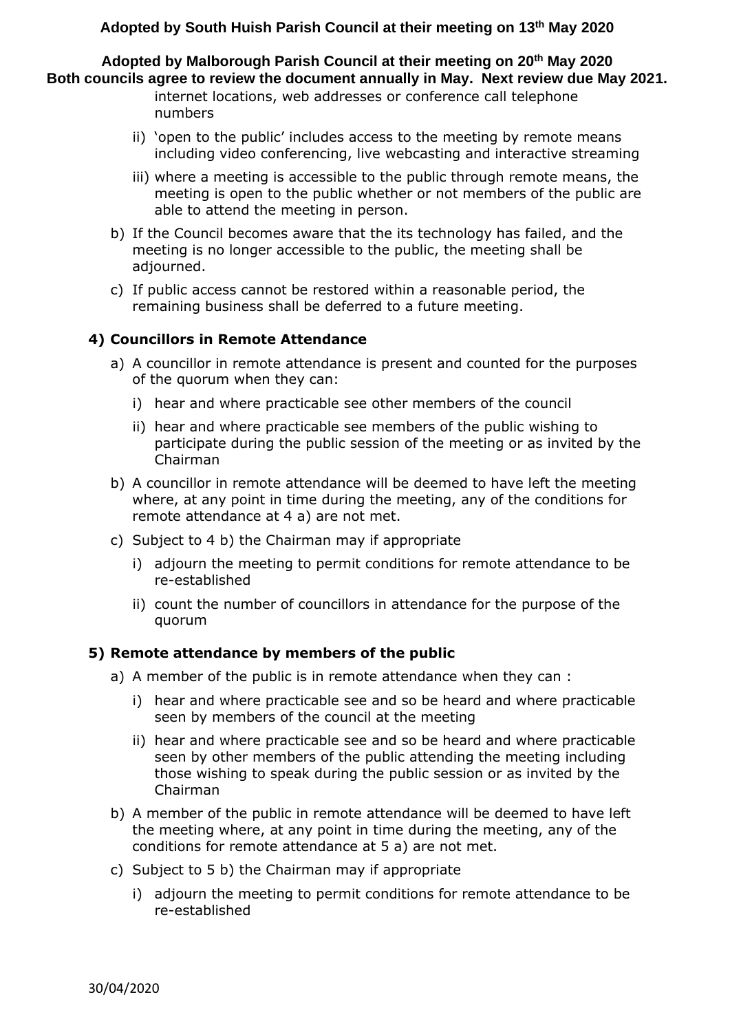internet locations, web addresses or conference call telephone numbers

ii) ‘open to the public’ includes access to the meeting by remote means including video conferencing, live webcasting and interactive streaming

iii) where a meeting is accessible to the public through remote means, the meeting is open to the public whether or not members of the public are able to attend the meeting in person.

b) If the Council becomes aware that the its technology has failed, and the meeting is no longer accessible to the public, the meeting shall be adjourned.

c) If public access cannot be restored within a reasonable period, the remaining business shall be deferred to a future meeting.

### 4) Councillors in Remote Attendance

a) A councillor in remote attendance is present and counted for the purposes of the quorum when they can:

i) hear and where practicable see other members of the council

ii) hear and where practicable see members of the public wishing to participate during the public session of the meeting or as invited by the Chairman

b) A councillor in remote attendance will be deemed to have left the meeting where, at any point in time during the meeting, any of the conditions for remote attendance at 4 a) are not met.

c) Subject to 4 b) the Chairman may if appropriate

i) adjourn the meeting to permit conditions for remote attendance to be re-established

ii) count the number of councillors in attendance for the purpose of the quorum

### 5) Remote attendance by members of the public

a) A member of the public is in remote attendance when they can :

i) hear and where practicable see and so be heard and where practicable seen by members of the council at the meeting

ii) hear and where practicable see and so be heard and where practicable seen by other members of the public attending the meeting including those wishing to speak during the public session or as invited by the Chairman

b) A member of the public in remote attendance will be deemed to have left the meeting where, at any point in time during the meeting, any of the conditions for remote attendance at 5 a) are not met.

c) Subject to 5 b) the Chairman may if appropriate

i) adjourn the meeting to permit conditions for remote attendance to be re-established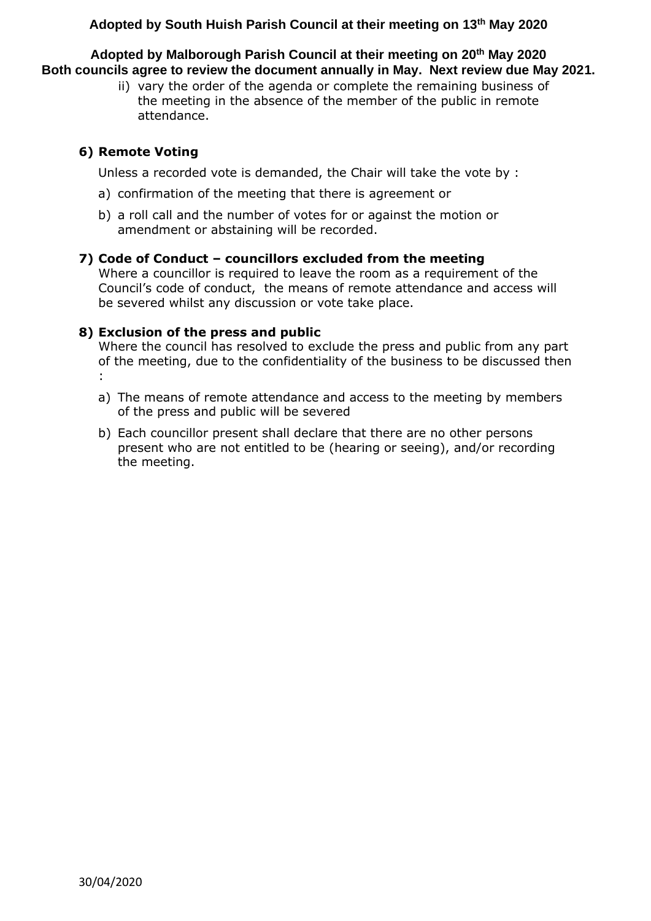ii) vary the order of the agenda or complete the remaining business of the meeting in the absence of the member of the public in remote attendance.

### 6) Remote Voting

Unless a recorded vote is demanded, the Chair will take the vote by :

a) confirmation of the meeting that there is agreement or

b) a roll call and the number of votes for or against the motion or amendment or abstaining will be recorded.

### 7) Code of Conduct – councillors excluded from the meeting

Where a councillor is required to leave the room as a requirement of the Council's code of conduct, the means of remote attendance and access will be severed whilst any discussion or vote take place.

### 8) Exclusion of the press and public

Where the council has resolved to exclude the press and public from any part of the meeting, due to the confidentiality of the business to be discussed then :

a) The means of remote attendance and access to the meeting by members of the press and public will be severed

b) Each councillor present shall declare that there are no other persons present who are not entitled to be (hearing or seeing), and/or recording the meeting.